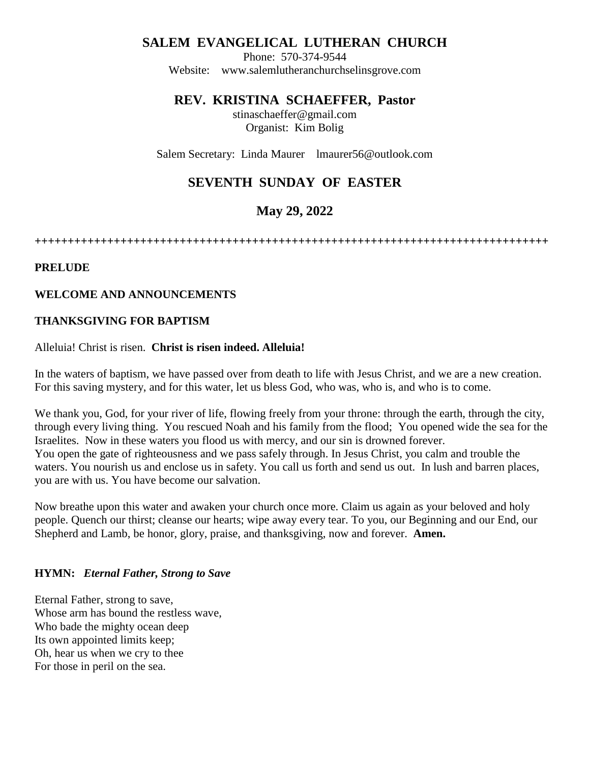# SALEM EVANGELICAL LUTHERAN CHURCH

Phone: 570-374-9544
Website: www.salemlutheranchurchselinsgrove.com

## REV. KRISTINA SCHAEFFER, Pastor

stinaschaeffer@gmail.com
Organist: Kim Bolig

Salem Secretary: Linda Maurer lmaurer56@outlook.com

## SEVENTH SUNDAY OF EASTER

## May 29, 2022

++++++++++++++++++++++++++++++++++++++++++++++++++++++++++++++++++++++++++++++++

**PRELUDE**

**WELCOME AND ANNOUNCEMENTS**

**THANKSGIVING FOR BAPTISM**

Alleluia! Christ is risen. **Christ is risen indeed. Alleluia!**

In the waters of baptism, we have passed over from death to life with Jesus Christ, and we are a new creation. For this saving mystery, and for this water, let us bless God, who was, who is, and who is to come.

We thank you, God, for your river of life, flowing freely from your throne: through the earth, through the city, through every living thing. You rescued Noah and his family from the flood; You opened wide the sea for the Israelites. Now in these waters you flood us with mercy, and our sin is drowned forever.
You open the gate of righteousness and we pass safely through. In Jesus Christ, you calm and trouble the waters. You nourish us and enclose us in safety. You call us forth and send us out. In lush and barren places, you are with us. You have become our salvation.

Now breathe upon this water and awaken your church once more. Claim us again as your beloved and holy people. Quench our thirst; cleanse our hearts; wipe away every tear. To you, our Beginning and our End, our Shepherd and Lamb, be honor, glory, praise, and thanksgiving, now and forever. **Amen.**

**HYMN:** ***Eternal Father, Strong to Save***

Eternal Father, strong to save,
Whose arm has bound the restless wave,
Who bade the mighty ocean deep
Its own appointed limits keep;
Oh, hear us when we cry to thee
For those in peril on the sea.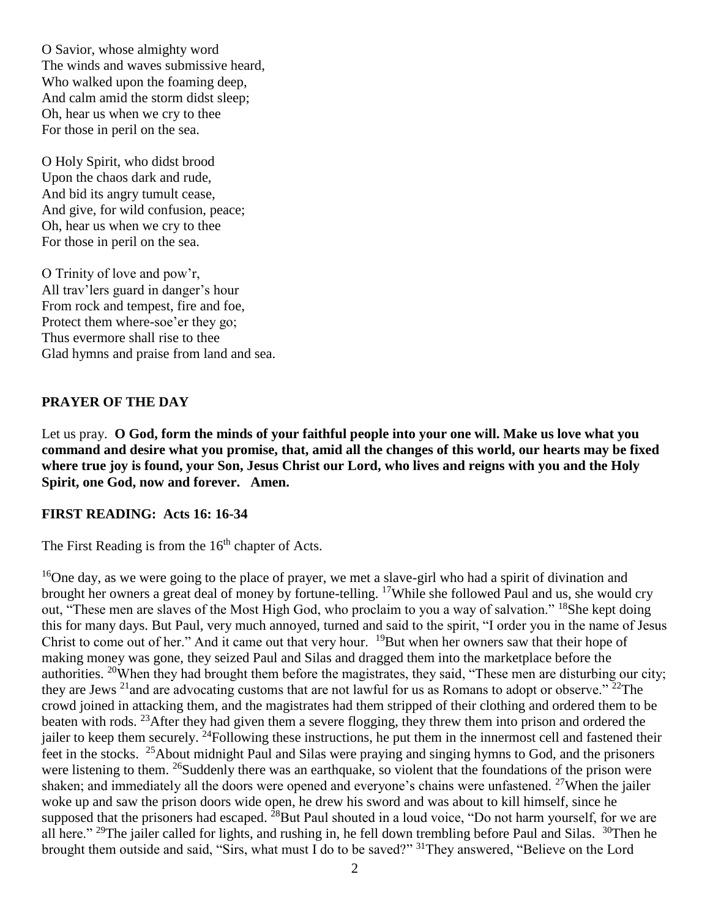O Savior, whose almighty word
The winds and waves submissive heard,
Who walked upon the foaming deep,
And calm amid the storm didst sleep;
Oh, hear us when we cry to thee
For those in peril on the sea.

O Holy Spirit, who didst brood
Upon the chaos dark and rude,
And bid its angry tumult cease,
And give, for wild confusion, peace;
Oh, hear us when we cry to thee
For those in peril on the sea.

O Trinity of love and pow'r,
All trav'lers guard in danger's hour
From rock and tempest, fire and foe,
Protect them where-soe'er they go;
Thus evermore shall rise to thee
Glad hymns and praise from land and sea.

**PRAYER OF THE DAY**

Let us pray. **O God, form the minds of your faithful people into your one will. Make us love what you command and desire what you promise, that, amid all the changes of this world, our hearts may be fixed where true joy is found, your Son, Jesus Christ our Lord, who lives and reigns with you and the Holy Spirit, one God, now and forever. Amen.**

**FIRST READING: Acts 16: 16-34**

The First Reading is from the 16th chapter of Acts.

[16]One day, as we were going to the place of prayer, we met a slave-girl who had a spirit of divination and brought her owners a great deal of money by fortune-telling. [17]While she followed Paul and us, she would cry out, "These men are slaves of the Most High God, who proclaim to you a way of salvation." [18]She kept doing this for many days. But Paul, very much annoyed, turned and said to the spirit, "I order you in the name of Jesus Christ to come out of her." And it came out that very hour. [19]But when her owners saw that their hope of making money was gone, they seized Paul and Silas and dragged them into the marketplace before the authorities. [20]When they had brought them before the magistrates, they said, "These men are disturbing our city; they are Jews [21]and are advocating customs that are not lawful for us as Romans to adopt or observe." [22]The crowd joined in attacking them, and the magistrates had them stripped of their clothing and ordered them to be beaten with rods. [23]After they had given them a severe flogging, they threw them into prison and ordered the jailer to keep them securely. [24]Following these instructions, he put them in the innermost cell and fastened their feet in the stocks. [25]About midnight Paul and Silas were praying and singing hymns to God, and the prisoners were listening to them. [26]Suddenly there was an earthquake, so violent that the foundations of the prison were shaken; and immediately all the doors were opened and everyone's chains were unfastened. [27]When the jailer woke up and saw the prison doors wide open, he drew his sword and was about to kill himself, since he supposed that the prisoners had escaped. [28]But Paul shouted in a loud voice, "Do not harm yourself, for we are all here." [29]The jailer called for lights, and rushing in, he fell down trembling before Paul and Silas. [30]Then he brought them outside and said, "Sirs, what must I do to be saved?" [31]They answered, "Believe on the Lord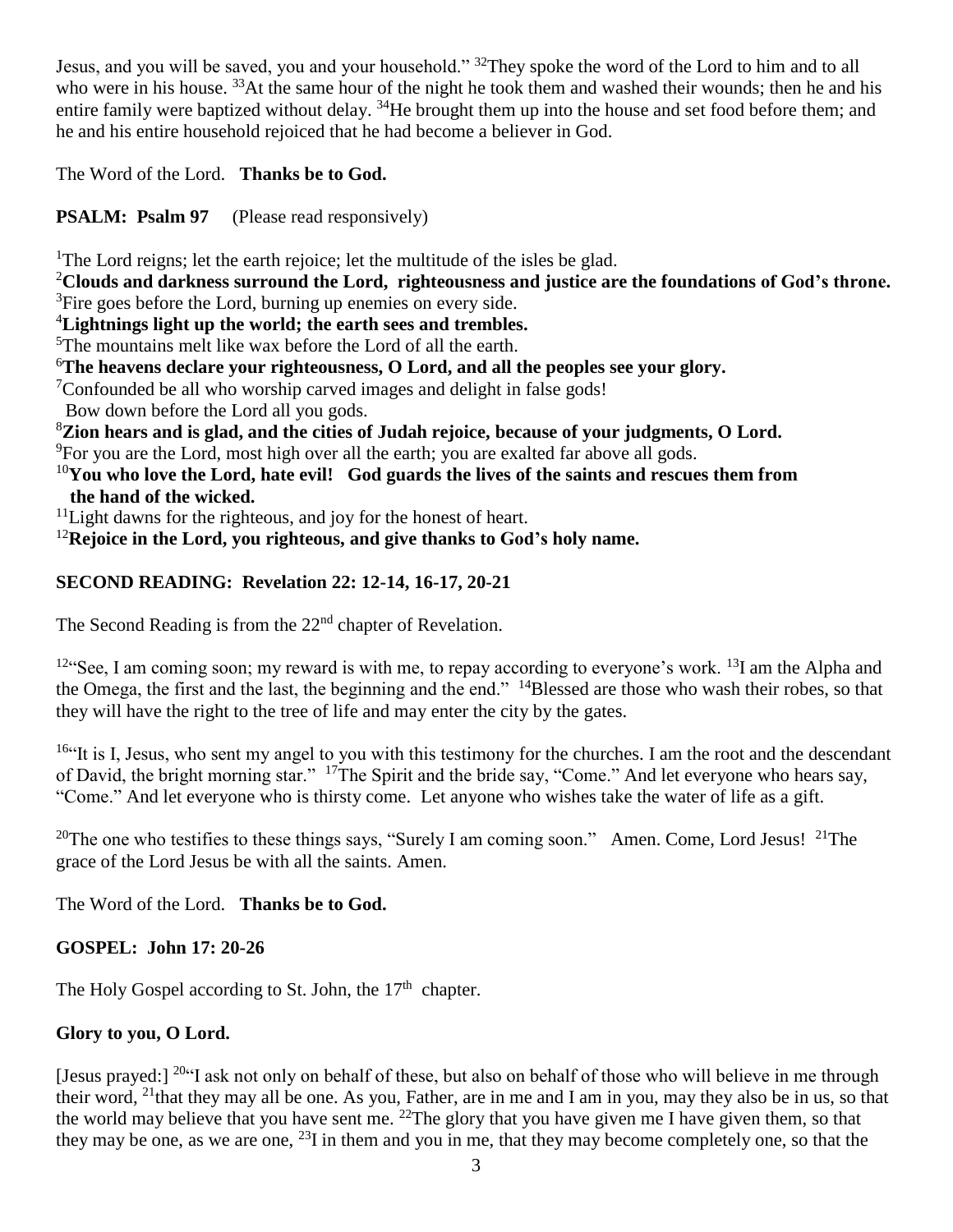Jesus, and you will be saved, you and your household." [32]They spoke the word of the Lord to him and to all who were in his house. [33]At the same hour of the night he took them and washed their wounds; then he and his entire family were baptized without delay. [34]He brought them up into the house and set food before them; and he and his entire household rejoiced that he had become a believer in God.

The Word of the Lord. **Thanks be to God.**

**PSALM: Psalm 97** (Please read responsively)

[1]The Lord reigns; let the earth rejoice; let the multitude of the isles be glad.
**[2]Clouds and darkness surround the Lord, righteousness and justice are the foundations of God's throne.**
[3]Fire goes before the Lord, burning up enemies on every side.
**[4]Lightnings light up the world; the earth sees and trembles.**
[5]The mountains melt like wax before the Lord of all the earth.
**[6]The heavens declare your righteousness, O Lord, and all the peoples see your glory.**
[7]Confounded be all who worship carved images and delight in false gods!
Bow down before the Lord all you gods.
**[8]Zion hears and is glad, and the cities of Judah rejoice, because of your judgments, O Lord.**
[9]For you are the Lord, most high over all the earth; you are exalted far above all gods.
**[10]You who love the Lord, hate evil! God guards the lives of the saints and rescues them from the hand of the wicked.**
[11]Light dawns for the righteous, and joy for the honest of heart.
**[12]Rejoice in the Lord, you righteous, and give thanks to God's holy name.**

**SECOND READING: Revelation 22: 12-14, 16-17, 20-21**

The Second Reading is from the 22[nd] chapter of Revelation.

[12]"See, I am coming soon; my reward is with me, to repay according to everyone's work. [13]I am the Alpha and the Omega, the first and the last, the beginning and the end." [14]Blessed are those who wash their robes, so that they will have the right to the tree of life and may enter the city by the gates.

[16]"It is I, Jesus, who sent my angel to you with this testimony for the churches. I am the root and the descendant of David, the bright morning star." [17]The Spirit and the bride say, "Come." And let everyone who hears say, "Come." And let everyone who is thirsty come. Let anyone who wishes take the water of life as a gift.

[20]The one who testifies to these things says, "Surely I am coming soon." Amen. Come, Lord Jesus! [21]The grace of the Lord Jesus be with all the saints. Amen.

The Word of the Lord. **Thanks be to God.**

**GOSPEL: John 17: 20-26**

The Holy Gospel according to St. John, the 17[th] chapter.

**Glory to you, O Lord.**

[Jesus prayed:] [20]"I ask not only on behalf of these, but also on behalf of those who will believe in me through their word, [21]that they may all be one. As you, Father, are in me and I am in you, may they also be in us, so that the world may believe that you have sent me. [22]The glory that you have given me I have given them, so that they may be one, as we are one, [23]I in them and you in me, that they may become completely one, so that the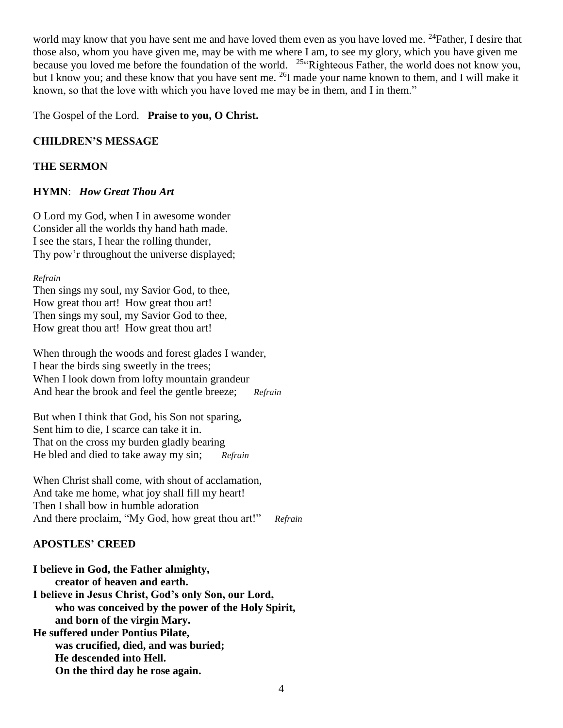world may know that you have sent me and have loved them even as you have loved me. [24]Father, I desire that those also, whom you have given me, may be with me where I am, to see my glory, which you have given me because you loved me before the foundation of the world. [25]"Righteous Father, the world does not know you, but I know you; and these know that you have sent me. [26]I made your name known to them, and I will make it known, so that the love with which you have loved me may be in them, and I in them."

The Gospel of the Lord. **Praise to you, O Christ.**

**CHILDREN'S MESSAGE**

**THE SERMON**

**HYMN**: ***How Great Thou Art***

O Lord my God, when I in awesome wonder
Consider all the worlds thy hand hath made.
I see the stars, I hear the rolling thunder,
Thy pow'r throughout the universe displayed;

*Refrain*
Then sings my soul, my Savior God, to thee,
How great thou art! How great thou art!
Then sings my soul, my Savior God to thee,
How great thou art! How great thou art!

When through the woods and forest glades I wander,
I hear the birds sing sweetly in the trees;
When I look down from lofty mountain grandeur
And hear the brook and feel the gentle breeze; *Refrain*

But when I think that God, his Son not sparing,
Sent him to die, I scarce can take it in.
That on the cross my burden gladly bearing
He bled and died to take away my sin; *Refrain*

When Christ shall come, with shout of acclamation,
And take me home, what joy shall fill my heart!
Then I shall bow in humble adoration
And there proclaim, "My God, how great thou art!" *Refrain*

**APOSTLES' CREED**

**I believe in God, the Father almighty,**
**creator of heaven and earth.**
**I believe in Jesus Christ, God's only Son, our Lord,**
**who was conceived by the power of the Holy Spirit,**
**and born of the virgin Mary.**
**He suffered under Pontius Pilate,**
**was crucified, died, and was buried;**
**He descended into Hell.**
**On the third day he rose again.**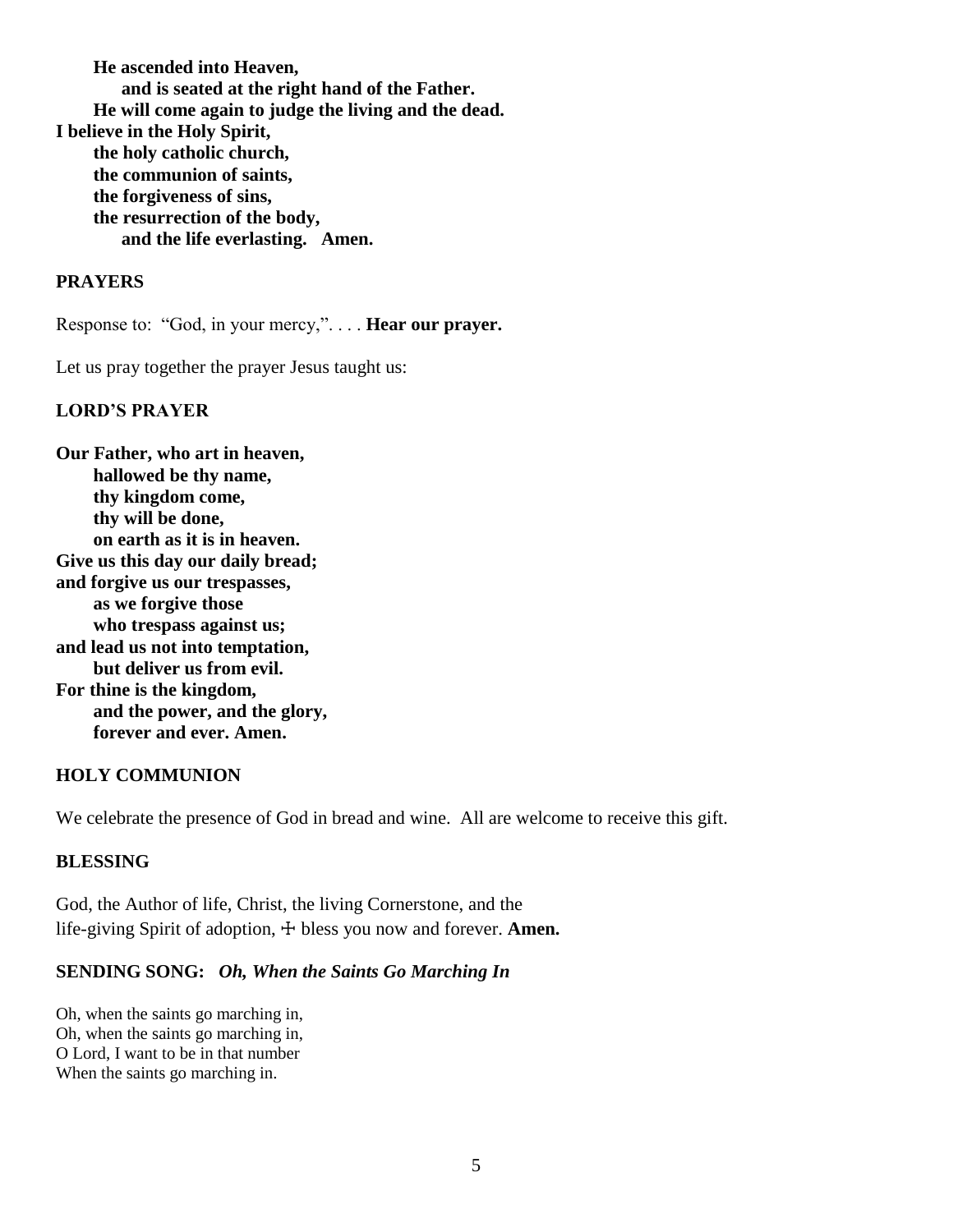**He ascended into Heaven,**
**and is seated at the right hand of the Father.**
**He will come again to judge the living and the dead.**
**I believe in the Holy Spirit,**
**the holy catholic church,**
**the communion of saints,**
**the forgiveness of sins,**
**the resurrection of the body,**
**and the life everlasting. Amen.**

## PRAYERS

Response to: "God, in your mercy,". . . . **Hear our prayer.**

Let us pray together the prayer Jesus taught us:

## LORD'S PRAYER

**Our Father, who art in heaven,**
**hallowed be thy name,**
**thy kingdom come,**
**thy will be done,**
**on earth as it is in heaven.**
**Give us this day our daily bread;**
**and forgive us our trespasses,**
**as we forgive those**
**who trespass against us;**
**and lead us not into temptation,**
**but deliver us from evil.**
**For thine is the kingdom,**
**and the power, and the glory,**
**forever and ever. Amen.**

## HOLY COMMUNION

We celebrate the presence of God in bread and wine. All are welcome to receive this gift.

## BLESSING

God, the Author of life, Christ, the living Cornerstone, and the life-giving Spirit of adoption, ☩ bless you now and forever. **Amen.**

## SENDING SONG: *Oh, When the Saints Go Marching In*

Oh, when the saints go marching in,
Oh, when the saints go marching in,
O Lord, I want to be in that number
When the saints go marching in.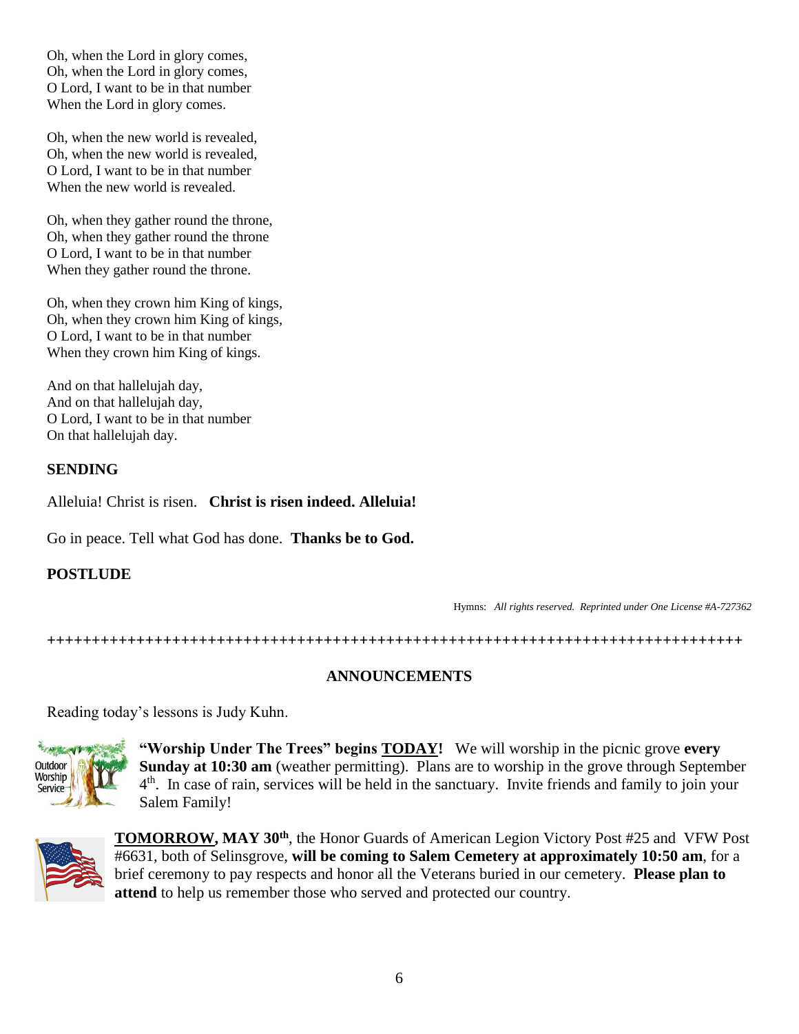Oh, when the Lord in glory comes,
Oh, when the Lord in glory comes,
O Lord, I want to be in that number
When the Lord in glory comes.

Oh, when the new world is revealed,
Oh, when the new world is revealed,
O Lord, I want to be in that number
When the new world is revealed.

Oh, when they gather round the throne,
Oh, when they gather round the throne
O Lord, I want to be in that number
When they gather round the throne.

Oh, when they crown him King of kings,
Oh, when they crown him King of kings,
O Lord, I want to be in that number
When they crown him King of kings.

And on that hallelujah day,
And on that hallelujah day,
O Lord, I want to be in that number
On that hallelujah day.

**SENDING**

Alleluia! Christ is risen. **Christ is risen indeed. Alleluia!**

Go in peace. Tell what God has done. **Thanks be to God.**

**POSTLUDE**

Hymns: *All rights reserved. Reprinted under One License #A-727362*

++++++++++++++++++++++++++++++++++++++++++++++++++++++++++++++++++++++++++++++++

**ANNOUNCEMENTS**

Reading today's lessons is Judy Kuhn.

**"Worship Under The Trees" begins <u>TODAY</u>!** We will worship in the picnic grove **every Sunday at 10:30 am** (weather permitting). Plans are to worship in the grove through September 4th. In case of rain, services will be held in the sanctuary. Invite friends and family to join your Salem Family!

**<u>TOMORROW</u>, MAY 30th**, the Honor Guards of American Legion Victory Post #25 and VFW Post #6631, both of Selinsgrove, **will be coming to Salem Cemetery at approximately 10:50 am**, for a brief ceremony to pay respects and honor all the Veterans buried in our cemetery. **Please plan to attend** to help us remember those who served and protected our country.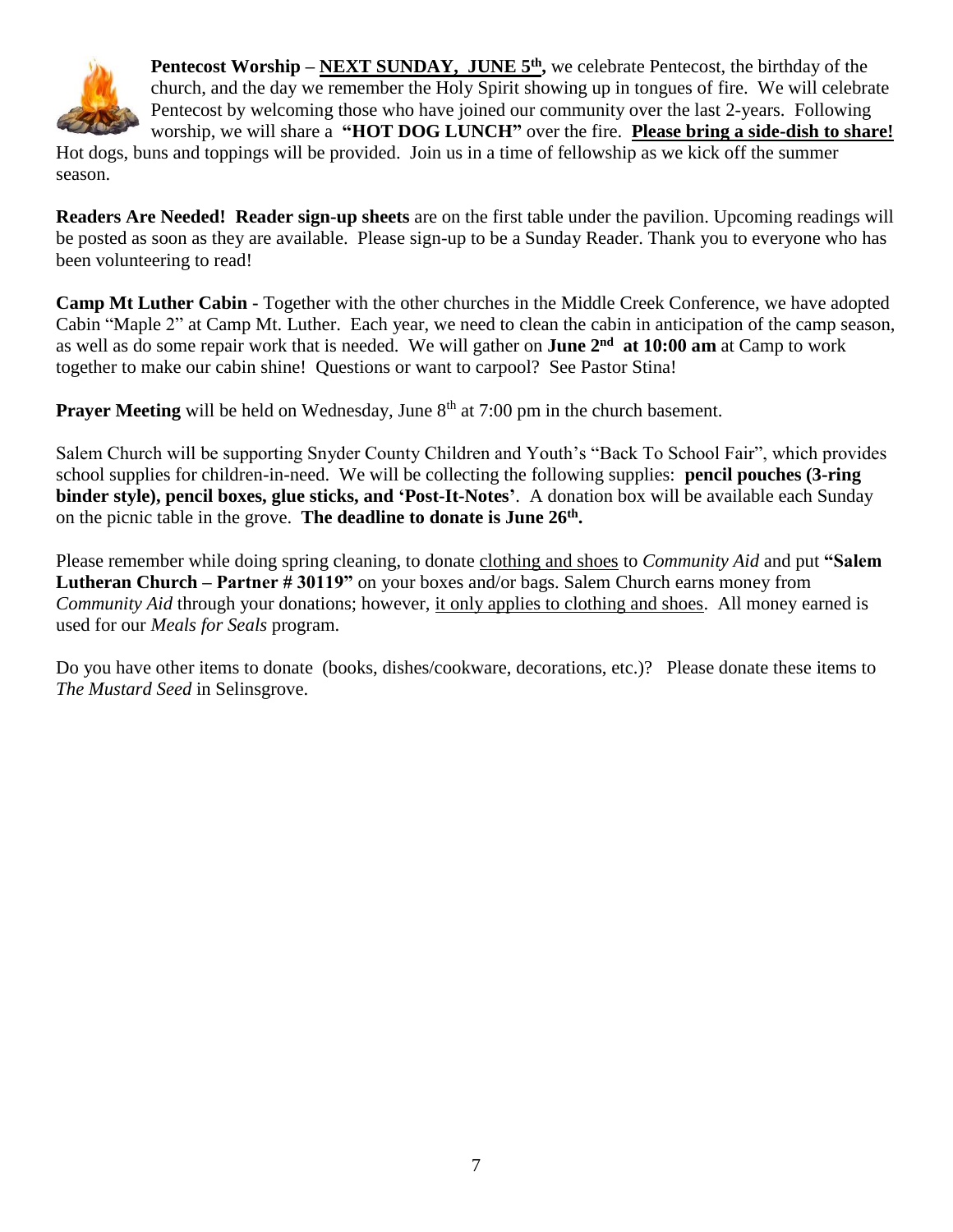**Pentecost Worship – NEXT SUNDAY, JUNE 5th,** we celebrate Pentecost, the birthday of the church, and the day we remember the Holy Spirit showing up in tongues of fire. We will celebrate Pentecost by welcoming those who have joined our community over the last 2-years. Following worship, we will share a **"HOT DOG LUNCH"** over the fire. **Please bring a side-dish to share!** Hot dogs, buns and toppings will be provided. Join us in a time of fellowship as we kick off the summer season.

**Readers Are Needed! Reader sign-up sheets** are on the first table under the pavilion. Upcoming readings will be posted as soon as they are available. Please sign-up to be a Sunday Reader. Thank you to everyone who has been volunteering to read!

**Camp Mt Luther Cabin -** Together with the other churches in the Middle Creek Conference, we have adopted Cabin "Maple 2" at Camp Mt. Luther. Each year, we need to clean the cabin in anticipation of the camp season, as well as do some repair work that is needed. We will gather on **June 2nd at 10:00 am** at Camp to work together to make our cabin shine! Questions or want to carpool? See Pastor Stina!

**Prayer Meeting** will be held on Wednesday, June 8th at 7:00 pm in the church basement.

Salem Church will be supporting Snyder County Children and Youth's "Back To School Fair", which provides school supplies for children-in-need. We will be collecting the following supplies: **pencil pouches (3-ring binder style), pencil boxes, glue sticks, and 'Post-It-Notes'**. A donation box will be available each Sunday on the picnic table in the grove. **The deadline to donate is June 26th.**

Please remember while doing spring cleaning, to donate clothing and shoes to *Community Aid* and put **"Salem Lutheran Church – Partner # 30119"** on your boxes and/or bags. Salem Church earns money from *Community Aid* through your donations; however, it only applies to clothing and shoes. All money earned is used for our *Meals for Seals* program.

Do you have other items to donate (books, dishes/cookware, decorations, etc.)? Please donate these items to *The Mustard Seed* in Selinsgrove.